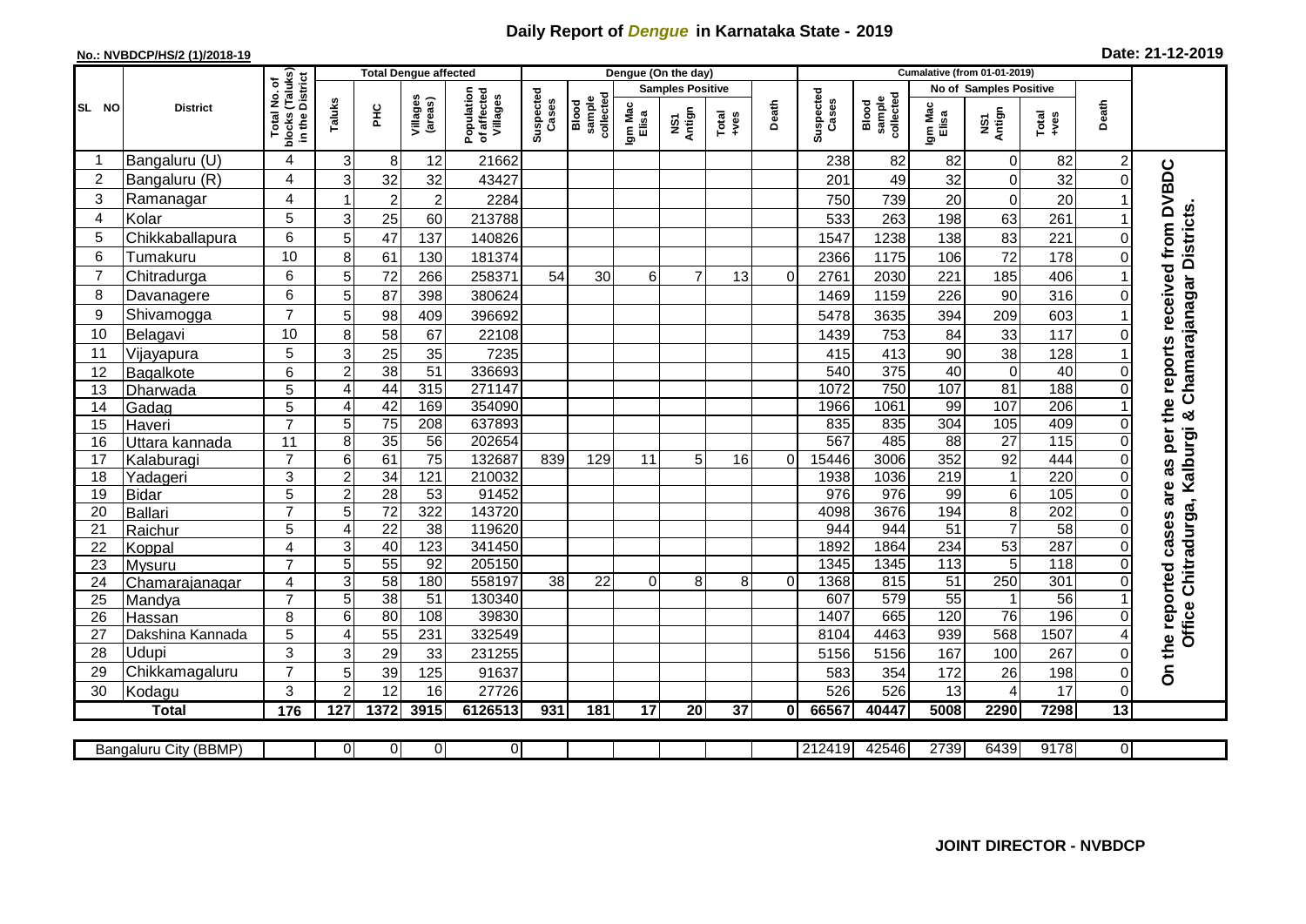# Daily Report of *Dengue* in Karnataka State - 2019

**No.: NVBDCP/HS/2 (1)/2018-19**

**Date: 21-12-2019**

| SL NO | District | Total No. of blocks (Taluks) in the District | Total Dengue affected | | | | Dengue (On the day) | | | | | | | Cumulative (from 01-01-2019) | | | | | | | |
|---|---|---|---|---|---|---|---|---|---|---|---|---|---|---|---|---|---|---|---|---|
| | | | | | | | | | Samples Positive | | | | | | No of Samples Positive | | | | |
| | | | Taluks | PHC | Villages (areas) | Population of affected Villages | Suspected Cases | Blood sample collected | Igm Mac Elisa | NS1 Antign | Total +ves | Death | Suspected Cases | Blood sample collected | Igm Mac Elisa | NS1 Antign | Total +ves | Death | |
| 1 | Bangaluru (U) | 4 | 3 | 8 | 12 | 21662 | | | | | | | 238 | 82 | 82 | 0 | 82 | 2 | On the reported cases are as per the reports received from DVBDC Office Chitradurga, Kalburgi & Chamarajanagar Districts. |
| 2 | Bangaluru (R) | 4 | 3 | 32 | 32 | 43427 | | | | | | | 201 | 49 | 32 | 0 | 32 | 0 | |
| 3 | Ramanagar | 4 | 1 | 2 | 2 | 2284 | | | | | | | 750 | 739 | 20 | 0 | 20 | 1 | |
| 4 | Kolar | 5 | 3 | 25 | 60 | 213788 | | | | | | | 533 | 263 | 198 | 63 | 261 | 1 | |
| 5 | Chikkaballapura | 6 | 5 | 47 | 137 | 140826 | | | | | | | 1547 | 1238 | 138 | 83 | 221 | 0 | |
| 6 | Tumakuru | 10 | 8 | 61 | 130 | 181374 | | | | | | | 2366 | 1175 | 106 | 72 | 178 | 0 | |
| 7 | Chitradurga | 6 | 5 | 72 | 266 | 258371 | 54 | 30 | 6 | 7 | 13 | 0 | 2761 | 2030 | 221 | 185 | 406 | 1 | |
| 8 | Davanagere | 6 | 5 | 87 | 398 | 380624 | | | | | | | 1469 | 1159 | 226 | 90 | 316 | 0 | |
| 9 | Shivamogga | 7 | 5 | 98 | 409 | 396692 | | | | | | | 5478 | 3635 | 394 | 209 | 603 | 1 | |
| 10 | Belagavi | 10 | 8 | 58 | 67 | 22108 | | | | | | | 1439 | 753 | 84 | 33 | 117 | 0 | |
| 11 | Vijayapura | 5 | 3 | 25 | 35 | 7235 | | | | | | | 415 | 413 | 90 | 38 | 128 | 1 | |
| 12 | Bagalkote | 6 | 2 | 38 | 51 | 336693 | | | | | | | 540 | 375 | 40 | 0 | 40 | 0 | |
| 13 | Dharwada | 5 | 4 | 44 | 315 | 271147 | | | | | | | 1072 | 750 | 107 | 81 | 188 | 0 | |
| 14 | Gadag | 5 | 4 | 42 | 169 | 354090 | | | | | | | 1966 | 1061 | 99 | 107 | 206 | 1 | |
| 15 | Haveri | 7 | 5 | 75 | 208 | 637893 | | | | | | | 835 | 835 | 304 | 105 | 409 | 0 | |
| 16 | Uttara kannada | 11 | 8 | 35 | 56 | 202654 | | | | | | | 567 | 485 | 88 | 27 | 115 | 0 | |
| 17 | Kalaburagi | 7 | 6 | 61 | 75 | 132687 | 839 | 129 | 11 | 5 | 16 | 0 | 15446 | 3006 | 352 | 92 | 444 | 0 | |
| 18 | Yadageri | 3 | 2 | 34 | 121 | 210032 | | | | | | | 1938 | 1036 | 219 | 1 | 220 | 0 | |
| 19 | Bidar | 5 | 2 | 28 | 53 | 91452 | | | | | | | 976 | 976 | 99 | 6 | 105 | 0 | |
| 20 | Ballari | 7 | 5 | 72 | 322 | 143720 | | | | | | | 4098 | 3676 | 194 | 8 | 202 | 0 | |
| 21 | Raichur | 5 | 4 | 22 | 38 | 119620 | | | | | | | 944 | 944 | 51 | 7 | 58 | 0 | |
| 22 | Koppal | 4 | 3 | 40 | 123 | 341450 | | | | | | | 1892 | 1864 | 234 | 53 | 287 | 0 | |
| 23 | Mysuru | 7 | 5 | 55 | 92 | 205150 | | | | | | | 1345 | 1345 | 113 | 5 | 118 | 0 | |
| 24 | Chamarajanagar | 4 | 3 | 58 | 180 | 558197 | 38 | 22 | 0 | 8 | 8 | 0 | 1368 | 815 | 51 | 250 | 301 | 0 | |
| 25 | Mandya | 7 | 5 | 38 | 51 | 130340 | | | | | | | 607 | 579 | 55 | 1 | 56 | 1 | |
| 26 | Hassan | 8 | 6 | 80 | 108 | 39830 | | | | | | | 1407 | 665 | 120 | 76 | 196 | 0 | |
| 27 | Dakshina Kannada | 5 | 4 | 55 | 231 | 332549 | | | | | | | 8104 | 4463 | 939 | 568 | 1507 | 4 | |
| 28 | Udupi | 3 | 3 | 29 | 33 | 231255 | | | | | | | 5156 | 5156 | 167 | 100 | 267 | 0 | |
| 29 | Chikkamagaluru | 7 | 5 | 39 | 125 | 91637 | | | | | | | 583 | 354 | 172 | 26 | 198 | 0 | |
| 30 | Kodagu | 3 | 2 | 12 | 16 | 27726 | | | | | | | 526 | 526 | 13 | 4 | 17 | 0 | |
| | **Total** | **176** | **127** | **1372** | **3915** | **6126513** | **931** | **181** | **17** | **20** | **37** | **0** | **66567** | **40447** | **5008** | **2290** | **7298** | **13** | |

| Bangaluru City (BBMP) | | 0 | 0 | 0 | 0 | | | | | | | 212419 | 42546 | 2739 | 6439 | 9178 | 0 | |
|---|---|---|---|---|---|---|---|---|---|---|---|---|---|---|---|---|---|---|

**JOINT DIRECTOR - NVBDCP**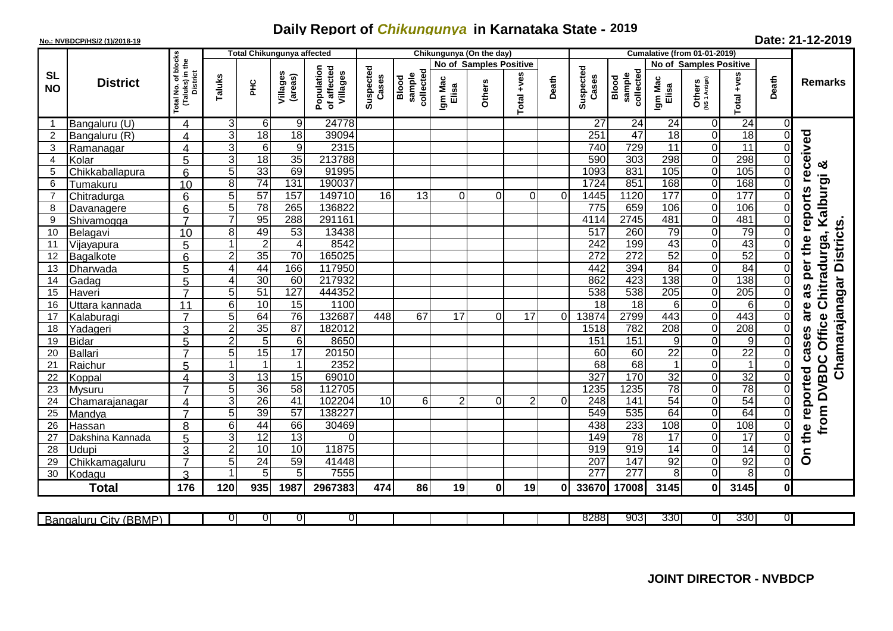# Daily Report of *Chikungunya* in Karnataka State - 2019

**No.: NVBDCP/HS/2 (1)/2018-19** **Date: 21-12-2019**

| SL NO | District | Total No. of blocks (Taluks) in the District | Total Chikungunya affected | | | | Chikungunya (On the day) | | | | | | | Cumalative (from 01-01-2019) | | | | | | | Remarks |
|---|---|---|---|---|---|---|---|---|---|---|---|---|---|---|---|---|---|---|---|---|---|
| | | | | | | | | | No of Samples Positive | | | | | | | No of Samples Positive | | | | | |
| | | | Taluks | PHC | Villages (areas) | Population of affected Villages | Suspected Cases | Blood sample collected | Igm Mac Elisa | Others | Total +ves | Death | Suspected Cases | Blood sample collected | Igm Mac Elisa | Others (NS1 Antign) | Total +ves | Death | |
| 1 | Bangaluru (U) | 4 | 3 | 6 | 9 | 24778 | | | | | | | 27 | 24 | 24 | 0 | 24 | 0 | On the reported cases are as per the reports received from DVBDC Office Chitradurga, Kalburgi & Chamarajanagar Districts. |
| 2 | Bangaluru (R) | 4 | 3 | 18 | 18 | 39094 | | | | | | | 251 | 47 | 18 | 0 | 18 | 0 | |
| 3 | Ramanagar | 4 | 3 | 6 | 9 | 2315 | | | | | | | 740 | 729 | 11 | 0 | 11 | 0 | |
| 4 | Kolar | 5 | 3 | 18 | 35 | 213788 | | | | | | | 590 | 303 | 298 | 0 | 298 | 0 | |
| 5 | Chikkaballapura | 6 | 5 | 33 | 69 | 91995 | | | | | | | 1093 | 831 | 105 | 0 | 105 | 0 | |
| 6 | Tumakuru | 10 | 8 | 74 | 131 | 190037 | | | | | | | 1724 | 851 | 168 | 0 | 168 | 0 | |
| 7 | Chitradurga | 6 | 5 | 57 | 157 | 149710 | 16 | 13 | 0 | 0 | 0 | 0 | 1445 | 1120 | 177 | 0 | 177 | 0 | |
| 8 | Davanagere | 6 | 5 | 78 | 265 | 136822 | | | | | | | 775 | 659 | 106 | 0 | 106 | 0 | |
| 9 | Shivamogga | 7 | 7 | 95 | 288 | 291161 | | | | | | | 4114 | 2745 | 481 | 0 | 481 | 0 | |
| 10 | Belagavi | 10 | 8 | 49 | 53 | 13438 | | | | | | | 517 | 260 | 79 | 0 | 79 | 0 | |
| 11 | Vijayapura | 5 | 1 | 2 | 4 | 8542 | | | | | | | 242 | 199 | 43 | 0 | 43 | 0 | |
| 12 | Bagalkote | 6 | 2 | 35 | 70 | 165025 | | | | | | | 272 | 272 | 52 | 0 | 52 | 0 | |
| 13 | Dharwada | 5 | 4 | 44 | 166 | 117950 | | | | | | | 442 | 394 | 84 | 0 | 84 | 0 | |
| 14 | Gadag | 5 | 4 | 30 | 60 | 217932 | | | | | | | 862 | 423 | 138 | 0 | 138 | 0 | |
| 15 | Haveri | 7 | 5 | 51 | 127 | 444352 | | | | | | | 538 | 538 | 205 | 0 | 205 | 0 | |
| 16 | Uttara kannada | 11 | 6 | 10 | 15 | 1100 | | | | | | | 18 | 18 | 6 | 0 | 6 | 0 | |
| 17 | Kalaburagi | 7 | 5 | 64 | 76 | 132687 | 448 | 67 | 17 | 0 | 17 | 0 | 13874 | 2799 | 443 | 0 | 443 | 0 | |
| 18 | Yadageri | 3 | 2 | 35 | 87 | 182012 | | | | | | | 1518 | 782 | 208 | 0 | 208 | 0 | |
| 19 | Bidar | 5 | 2 | 5 | 6 | 8650 | | | | | | | 151 | 151 | 9 | 0 | 9 | 0 | |
| 20 | Ballari | 7 | 5 | 15 | 17 | 20150 | | | | | | | 60 | 60 | 22 | 0 | 22 | 0 | |
| 21 | Raichur | 5 | 1 | 1 | 1 | 2352 | | | | | | | 68 | 68 | 1 | 0 | 1 | 0 | |
| 22 | Koppal | 4 | 3 | 13 | 15 | 69010 | | | | | | | 327 | 170 | 32 | 0 | 32 | 0 | |
| 23 | Mysuru | 7 | 5 | 36 | 58 | 112705 | | | | | | | 1235 | 1235 | 78 | 0 | 78 | 0 | |
| 24 | Chamarajanagar | 4 | 3 | 26 | 41 | 102204 | 10 | 6 | 2 | 0 | 2 | 0 | 248 | 141 | 54 | 0 | 54 | 0 | |
| 25 | Mandya | 7 | 5 | 39 | 57 | 138227 | | | | | | | 549 | 535 | 64 | 0 | 64 | 0 | |
| 26 | Hassan | 8 | 6 | 44 | 66 | 30469 | | | | | | | 438 | 233 | 108 | 0 | 108 | 0 | |
| 27 | Dakshina Kannada | 5 | 3 | 12 | 13 | 0 | | | | | | | 149 | 78 | 17 | 0 | 17 | 0 | |
| 28 | Udupi | 3 | 2 | 10 | 10 | 11875 | | | | | | | 919 | 919 | 14 | 0 | 14 | 0 | |
| 29 | Chikkamagaluru | 7 | 5 | 24 | 59 | 41448 | | | | | | | 207 | 147 | 92 | 0 | 92 | 0 | |
| 30 | Kodagu | 3 | 1 | 5 | 5 | 7555 | | | | | | | 277 | 277 | 8 | 0 | 8 | 0 | |
| | **Total** | **176** | **120** | **935** | **1987** | **2967383** | **474** | **86** | **19** | **0** | **19** | **0** | **33670** | **17008** | **3145** | **0** | **3145** | **0** | |

| | | | | | | | | | | | | | | | | | | |
|---|---|---|---|---|---|---|---|---|---|---|---|---|---|---|---|---|---|---|
| Bangaluru City (BBMP) | | 0 | 0 | 0 | 0 | | | | | | | 8288 | 903 | 330 | 0 | 330 | 0 | |

**JOINT DIRECTOR - NVBDCP**